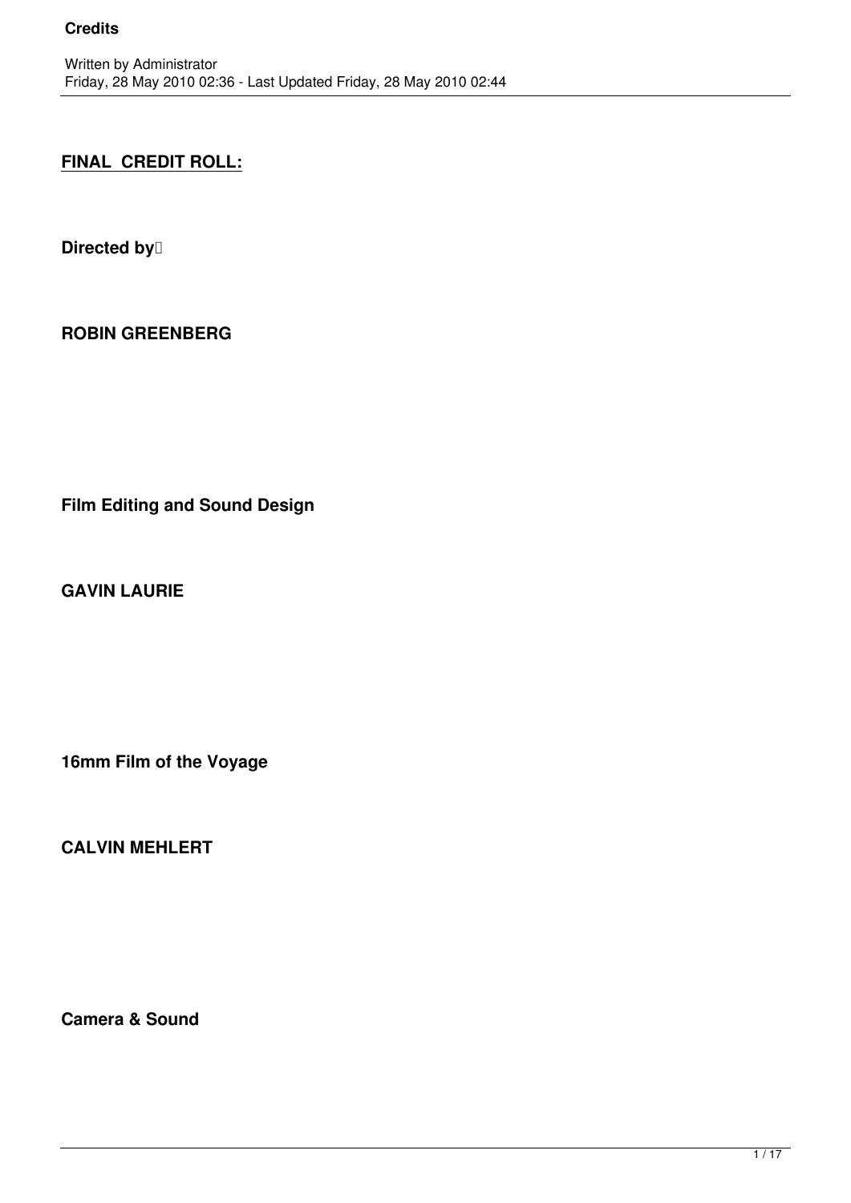# Credits

Written by Administrator
Friday, 28 May 2010 02:36 - Last Updated Friday, 28 May 2010 02:44

**FINAL CREDIT ROLL:**

**Directed by**

**ROBIN GREENBERG**

**Film Editing and Sound Design**

**GAVIN LAURIE**

**16mm Film of the Voyage**

**CALVIN MEHLERT**

**Camera & Sound**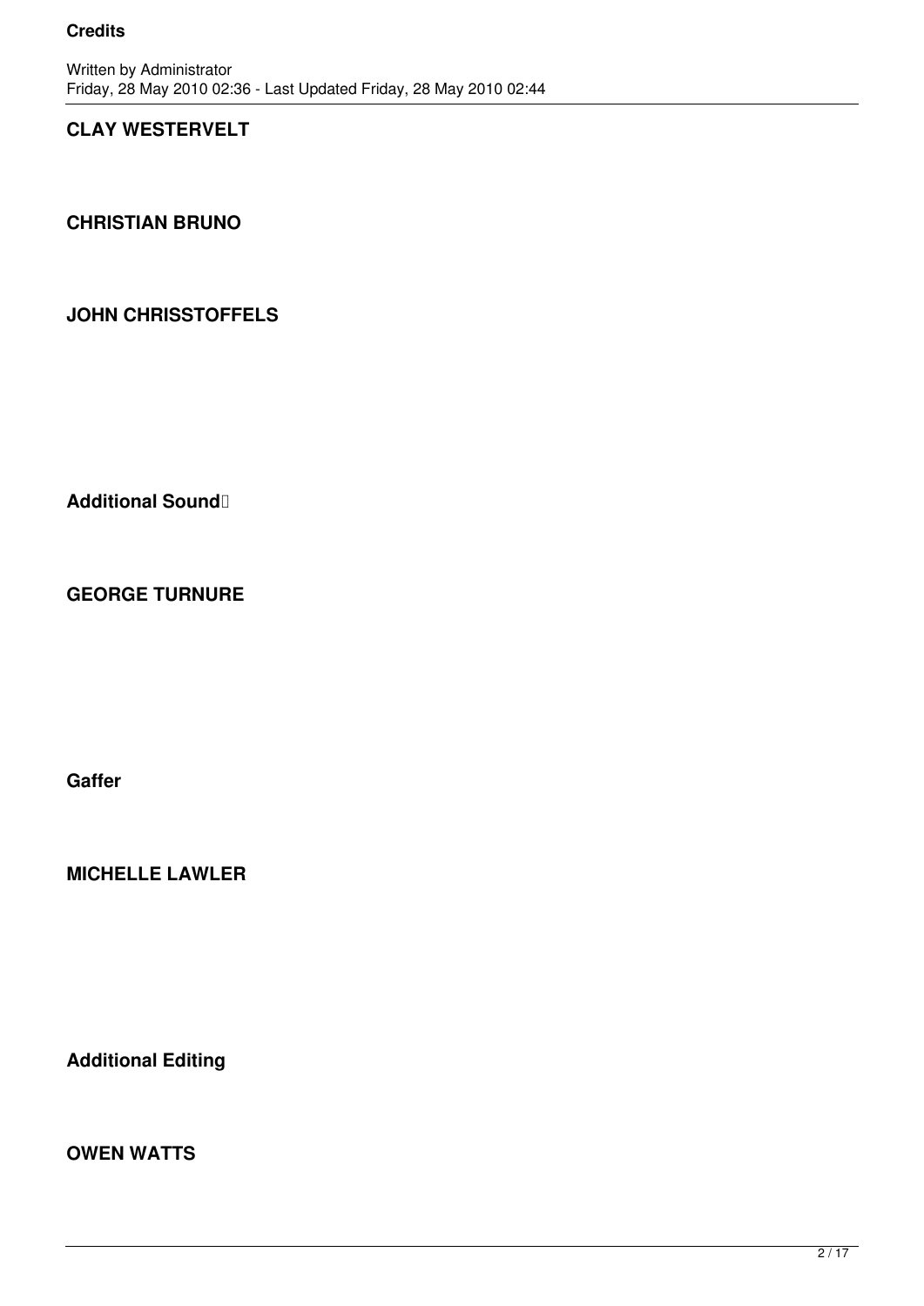**CLAY WESTERVELT**

**CHRISTIAN BRUNO**

**JOHN CHRISSTOFFELS**

**Additional Sound**

**GEORGE TURNURE**

**Gaffer**

**MICHELLE LAWLER**

**Additional Editing**

**OWEN WATTS**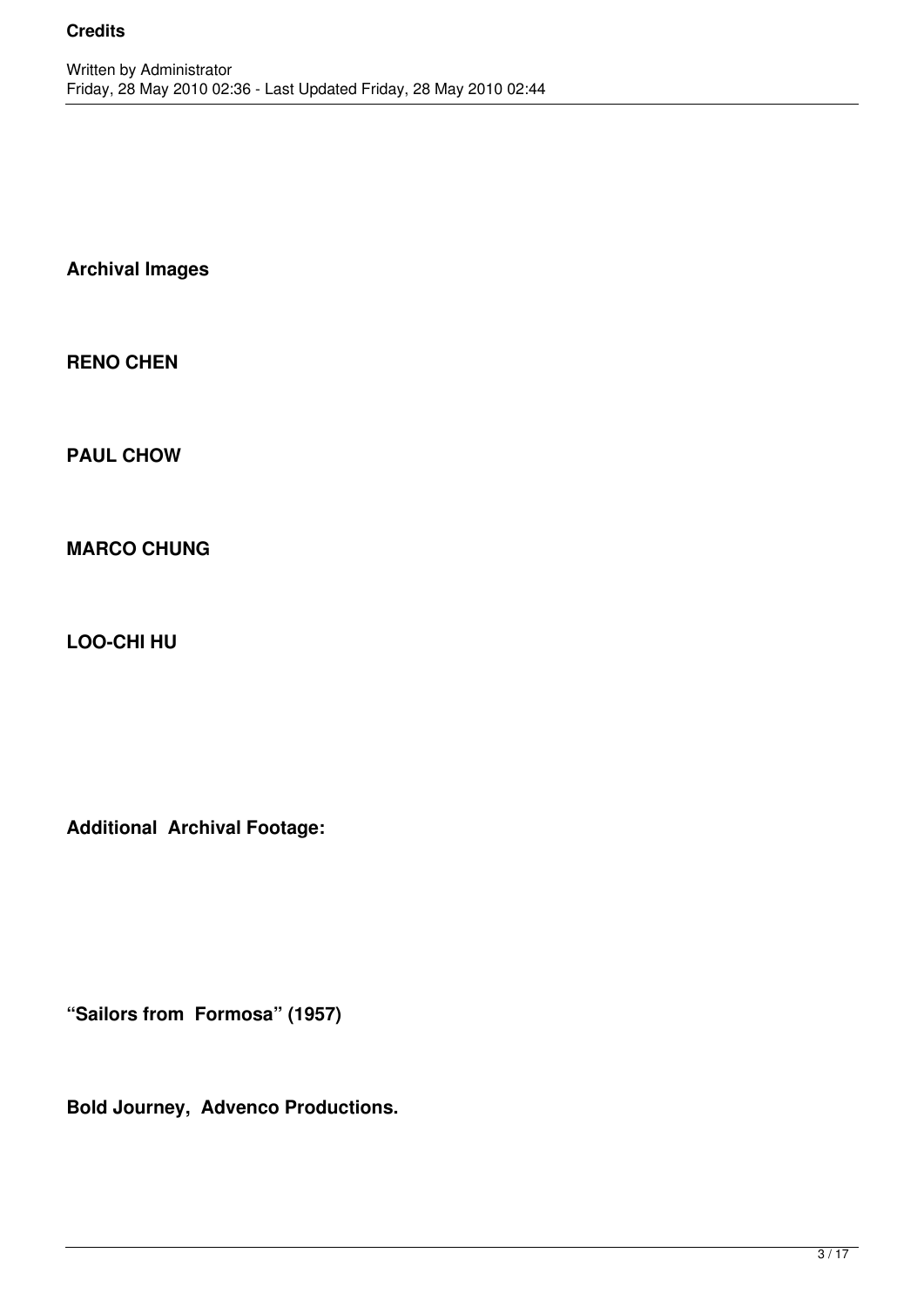**Archival Images**

**RENO CHEN**

**PAUL CHOW**

**MARCO CHUNG**

**LOO-CHI HU**

**Additional Archival Footage:**

**“Sailors from Formosa” (1957)**

**Bold Journey, Advenco Productions.**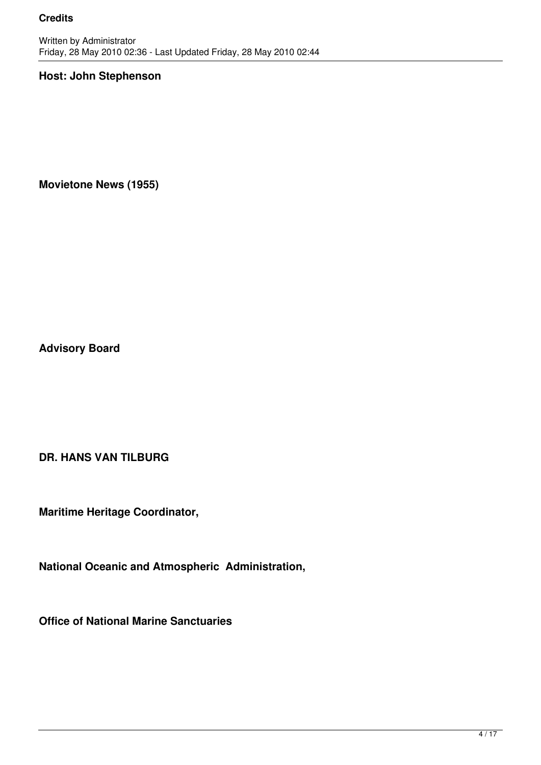**Host: John Stephenson**

**Movietone News (1955)**

**Advisory Board**

**DR. HANS VAN TILBURG**

**Maritime Heritage Coordinator,**

**National Oceanic and Atmospheric Administration,**

**Office of National Marine Sanctuaries**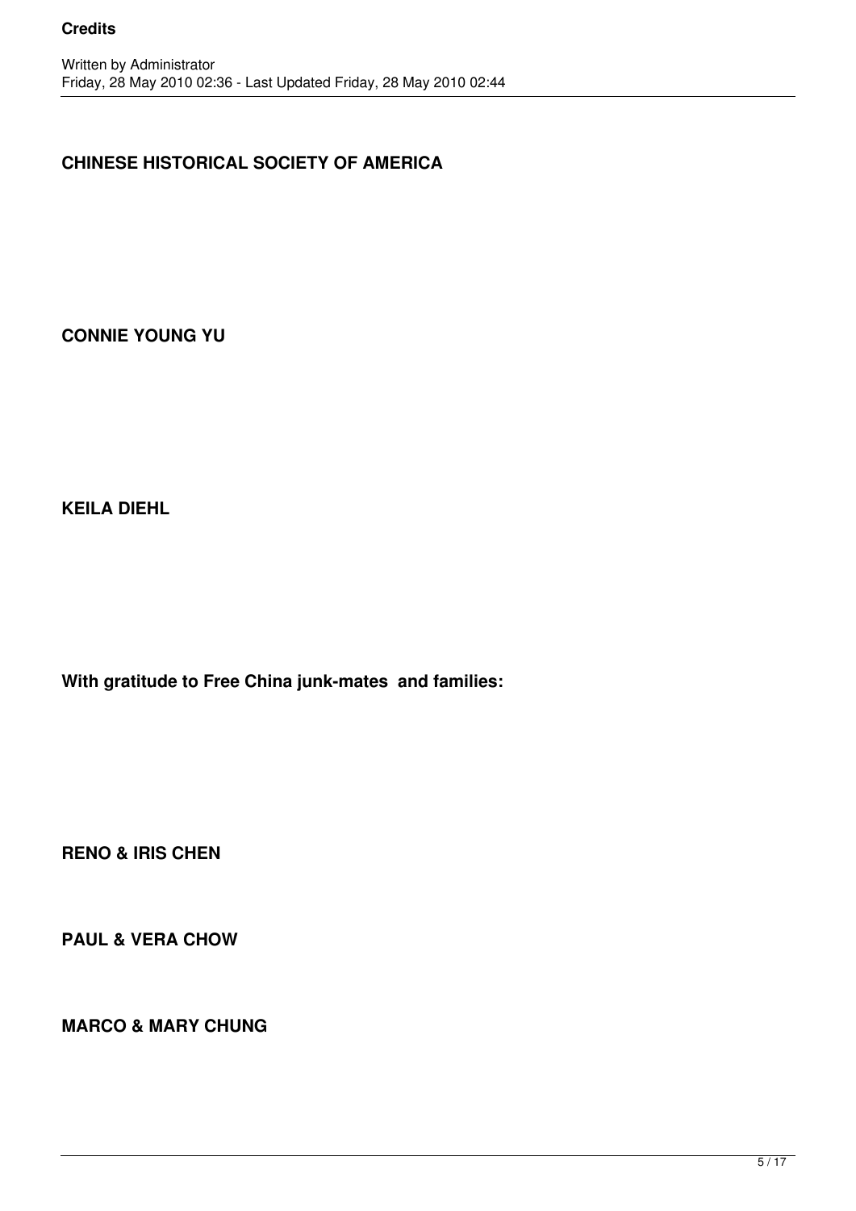**CHINESE HISTORICAL SOCIETY OF AMERICA**

**CONNIE YOUNG YU**

**KEILA DIEHL**

**With gratitude to Free China junk-mates and families:**

**RENO & IRIS CHEN**

**PAUL & VERA CHOW**

**MARCO & MARY CHUNG**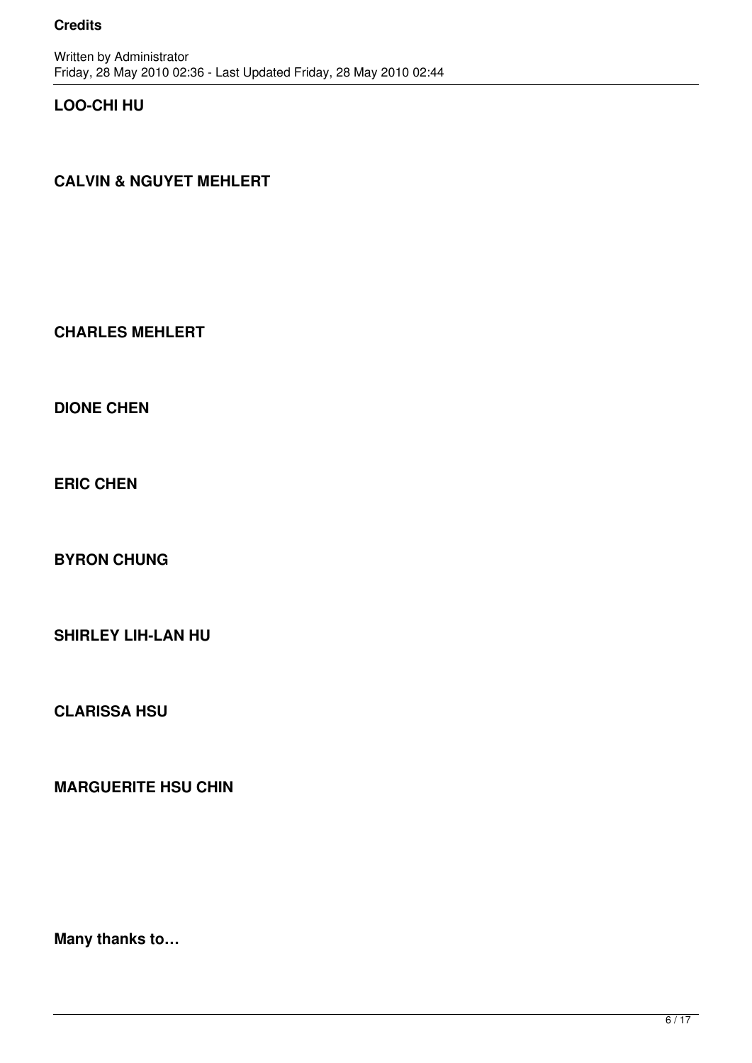**LOO-CHI HU**

**CALVIN & NGUYET MEHLERT**

**CHARLES MEHLERT**

**DIONE CHEN**

**ERIC CHEN**

**BYRON CHUNG**

**SHIRLEY LIH-LAN HU**

**CLARISSA HSU**

**MARGUERITE HSU CHIN**

**Many thanks to…**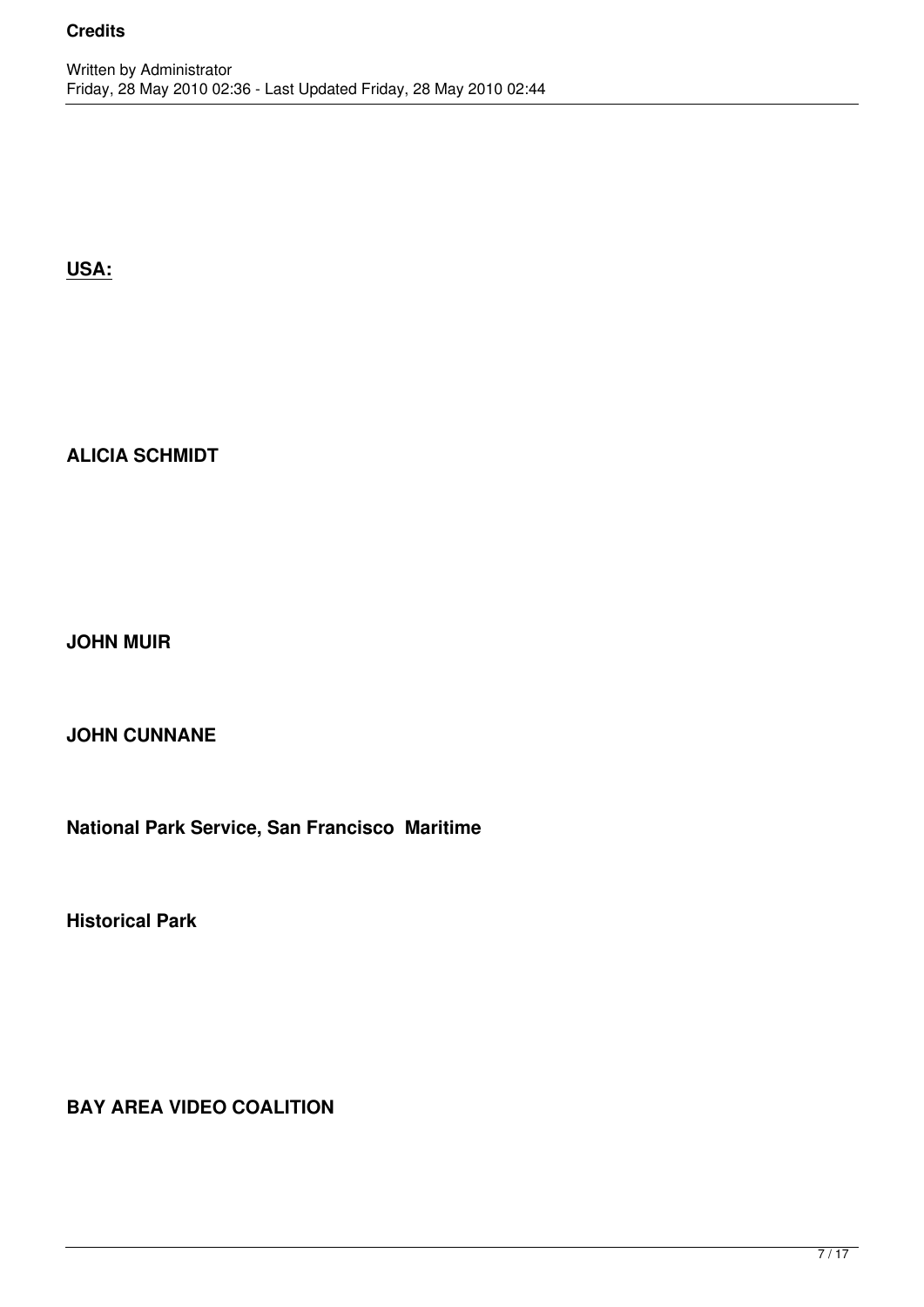**USA:**

**ALICIA SCHMIDT**

**JOHN MUIR**

**JOHN CUNNANE**

**National Park Service, San Francisco Maritime**

**Historical Park**

**BAY AREA VIDEO COALITION**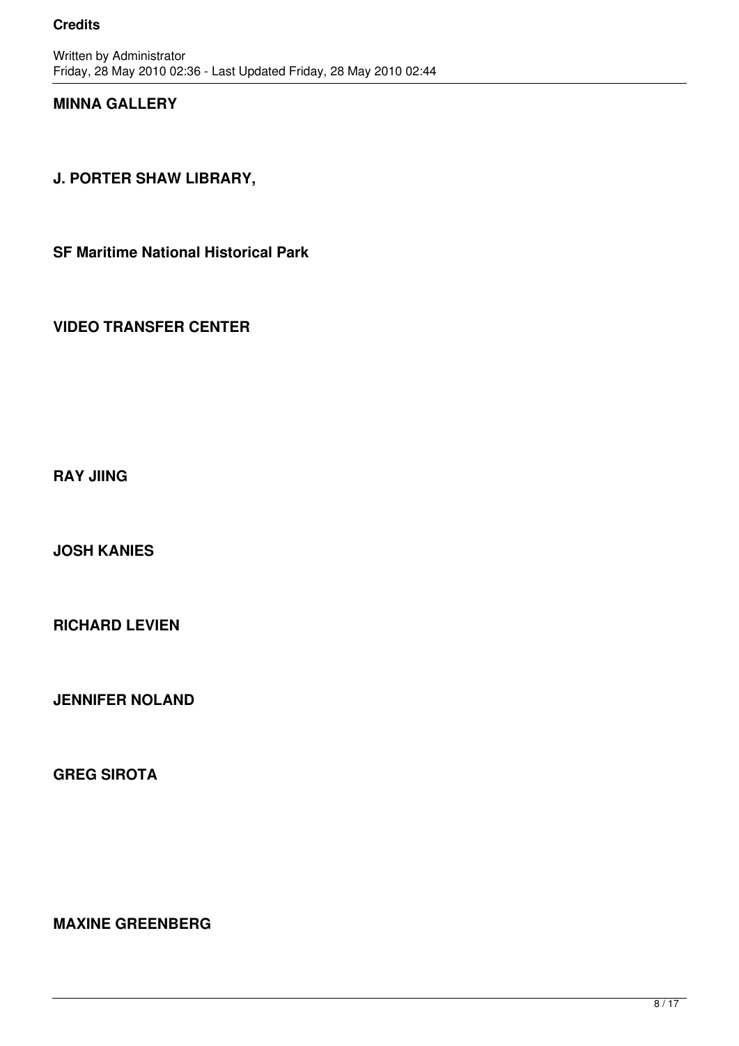**MINNA GALLERY**

**J. PORTER SHAW LIBRARY,**

**SF Maritime National Historical Park**

**VIDEO TRANSFER CENTER**

**RAY JIING**

**JOSH KANIES**

**RICHARD LEVIEN**

**JENNIFER NOLAND**

**GREG SIROTA**

**MAXINE GREENBERG**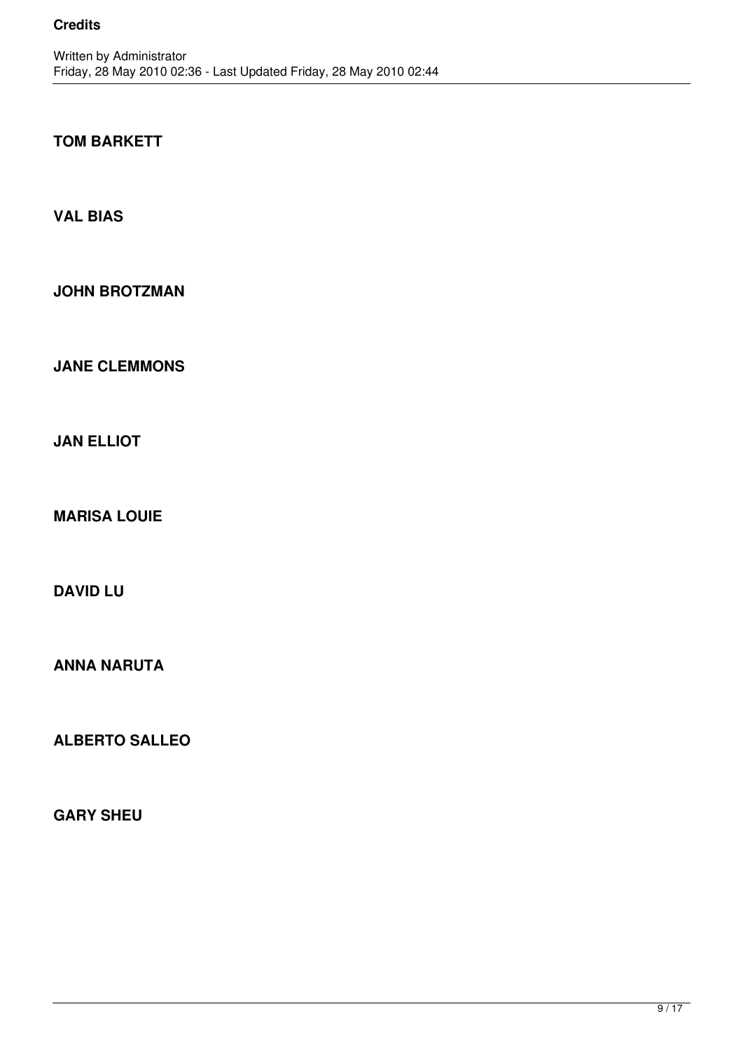**TOM BARKETT**

**VAL BIAS**

**JOHN BROTZMAN**

**JANE CLEMMONS**

**JAN ELLIOT**

**MARISA LOUIE**

**DAVID LU**

**ANNA NARUTA**

**ALBERTO SALLEO**

**GARY SHEU**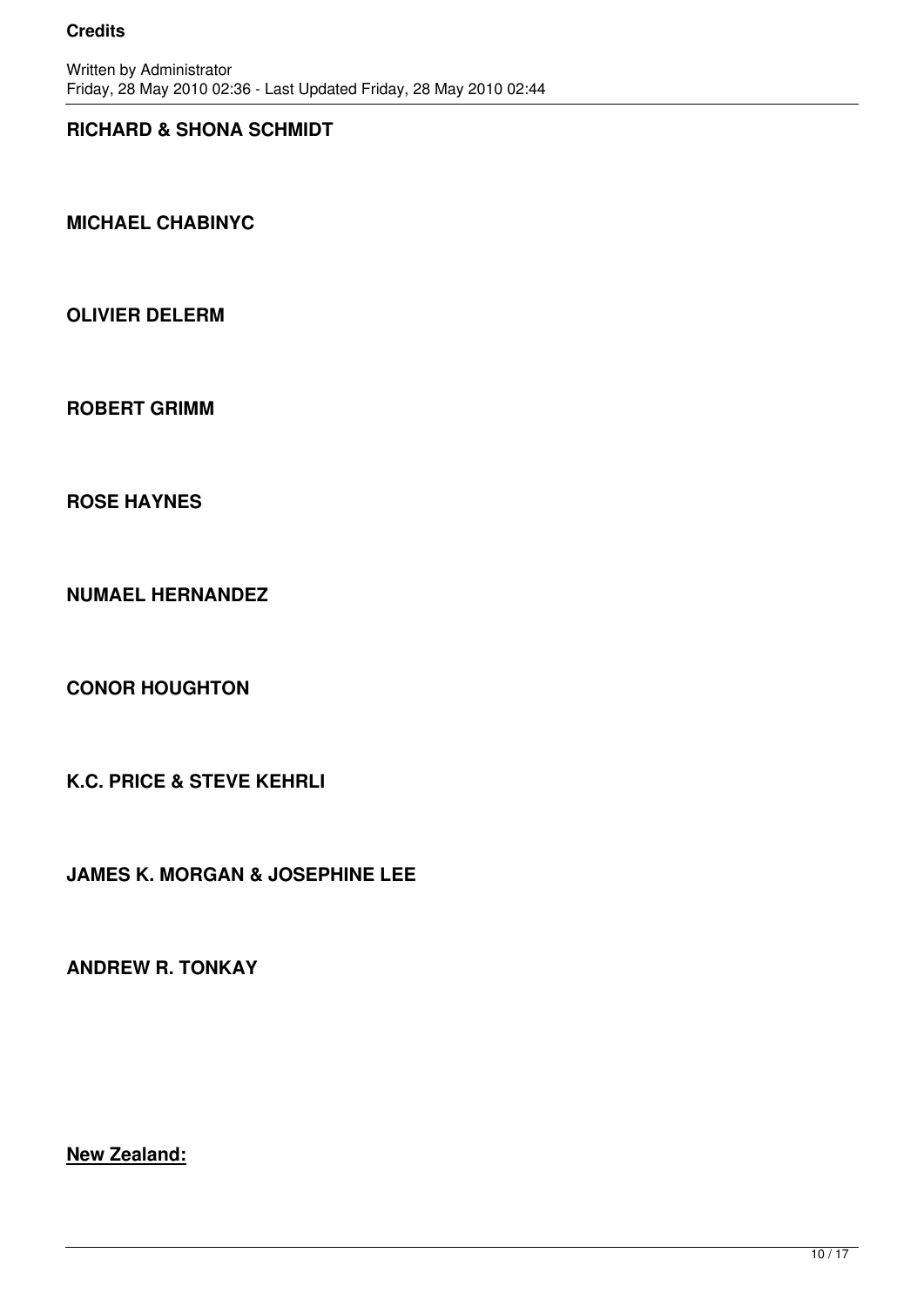**RICHARD & SHONA SCHMIDT**

**MICHAEL CHABINYC**

**OLIVIER DELERM**

**ROBERT GRIMM**

**ROSE HAYNES**

**NUMAEL HERNANDEZ**

**CONOR HOUGHTON**

**K.C. PRICE & STEVE KEHRLI**

**JAMES K. MORGAN & JOSEPHINE LEE**

**ANDREW R. TONKAY**

**New Zealand:**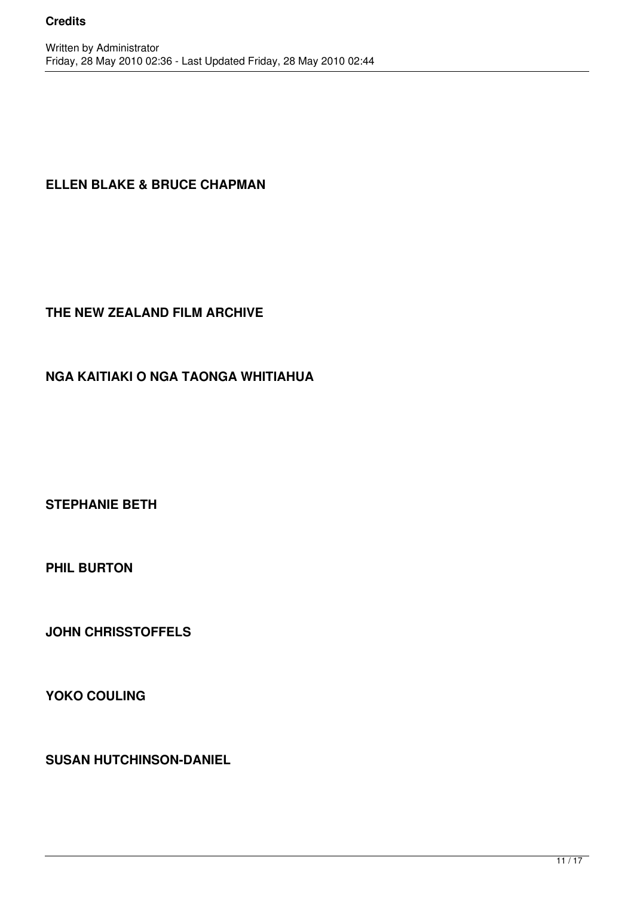**ELLEN BLAKE & BRUCE CHAPMAN**

**THE NEW ZEALAND FILM ARCHIVE**

**NGA KAITIAKI O NGA TAONGA WHITIAHUA**

**STEPHANIE BETH**

**PHIL BURTON**

**JOHN CHRISSTOFFELS**

**YOKO COULING**

**SUSAN HUTCHINSON-DANIEL**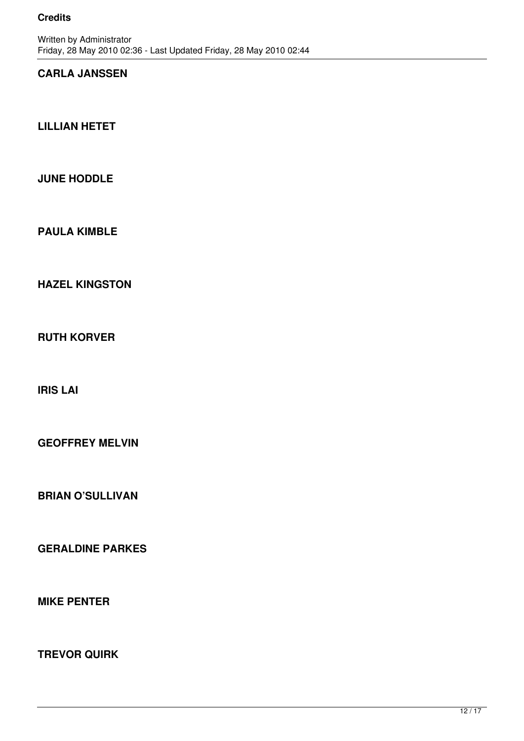**CARLA JANSSEN**

**LILLIAN HETET**

**JUNE HODDLE**

**PAULA KIMBLE**

**HAZEL KINGSTON**

**RUTH KORVER**

**IRIS LAI**

**GEOFFREY MELVIN**

**BRIAN O'SULLIVAN**

**GERALDINE PARKES**

**MIKE PENTER**

**TREVOR QUIRK**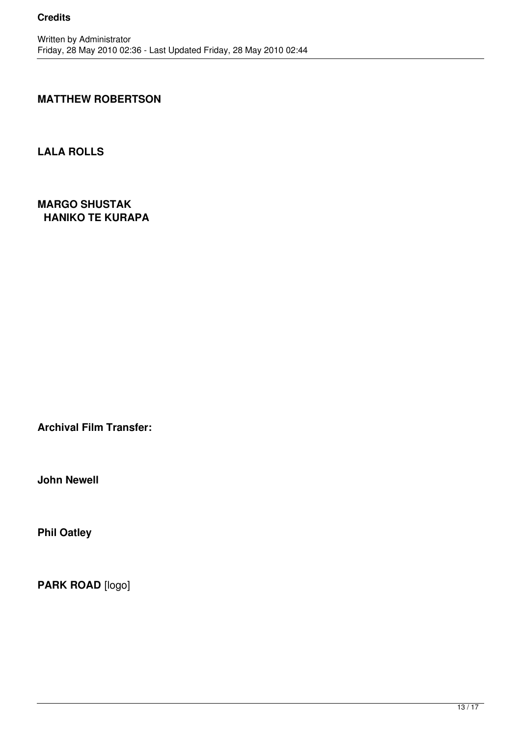**MATTHEW ROBERTSON**

**LALA ROLLS**

**MARGO SHUSTAK**
**HANIKO TE KURAPA**

**Archival Film Transfer:**

**John Newell**

**Phil Oatley**

**PARK ROAD** [logo]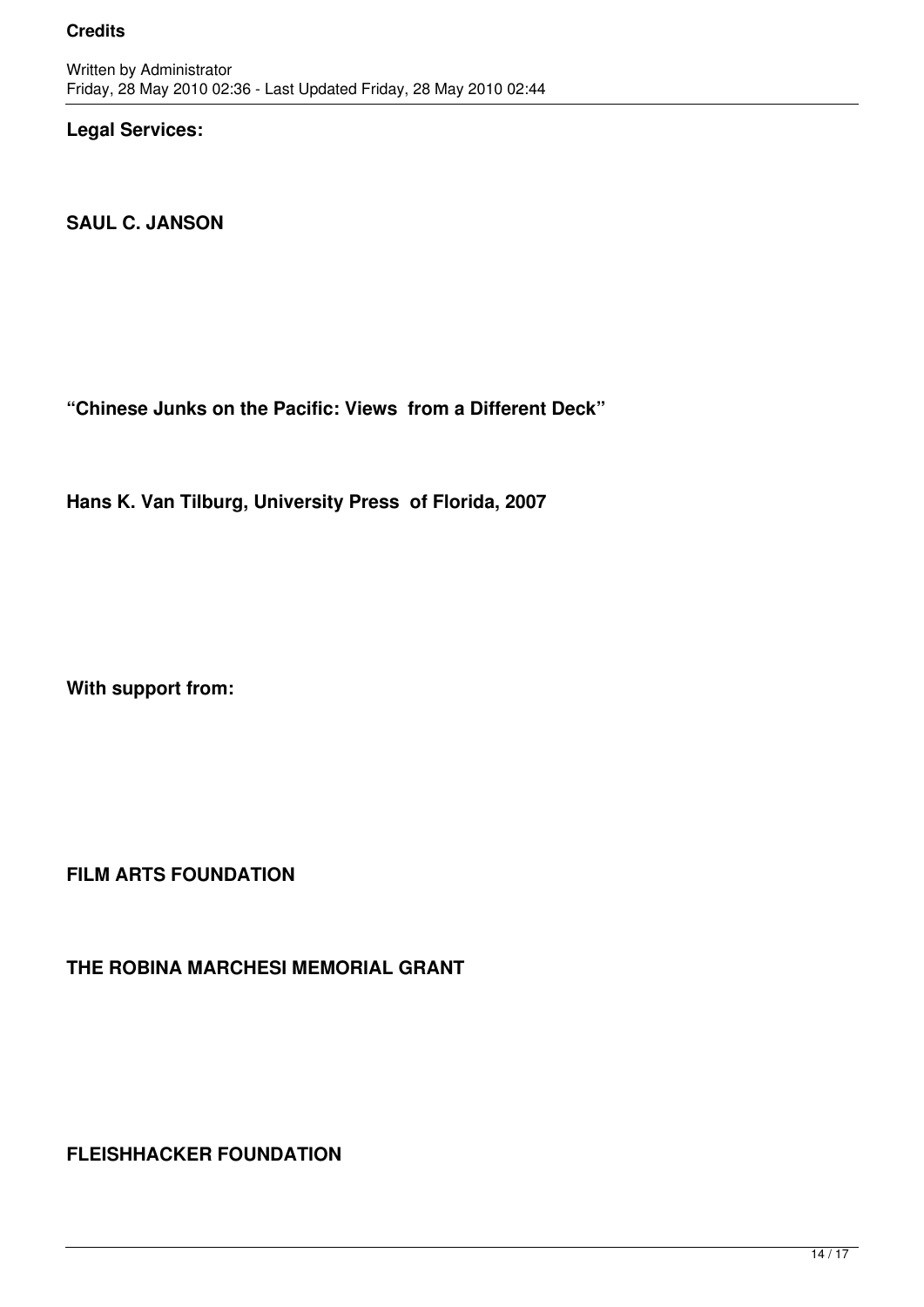**Legal Services:**

**SAUL C. JANSON**

**“Chinese Junks on the Pacific: Views from a Different Deck”**

**Hans K. Van Tilburg, University Press of Florida, 2007**

**With support from:**

**FILM ARTS FOUNDATION**

**THE ROBINA MARCHESI MEMORIAL GRANT**

**FLEISHHACKER FOUNDATION**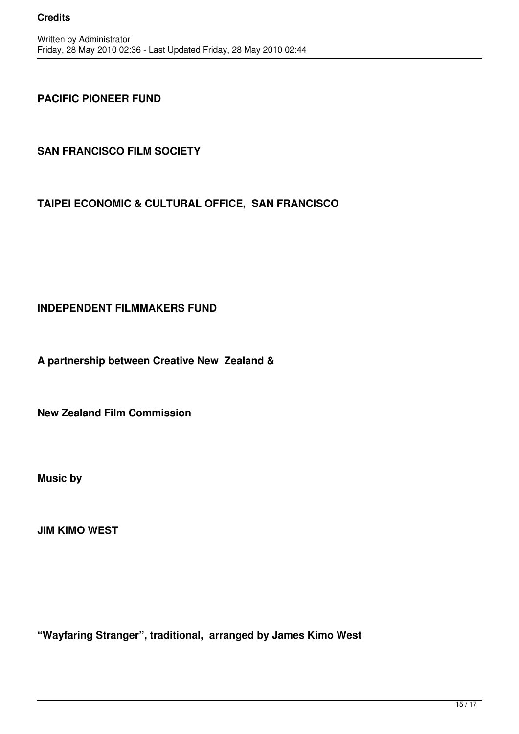**PACIFIC PIONEER FUND**

**SAN FRANCISCO FILM SOCIETY**

**TAIPEI ECONOMIC & CULTURAL OFFICE, SAN FRANCISCO**

**INDEPENDENT FILMMAKERS FUND**

**A partnership between Creative New Zealand &**

**New Zealand Film Commission**

**Music by**

**JIM KIMO WEST**

**“Wayfaring Stranger”, traditional, arranged by James Kimo West**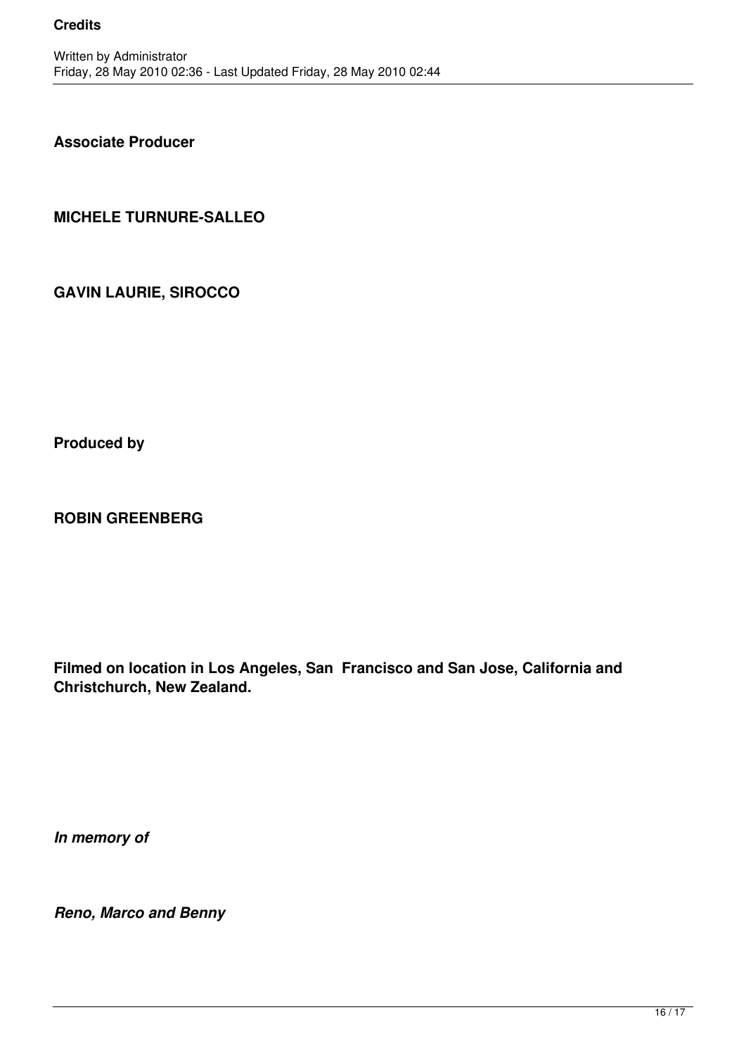**Associate Producer**

**MICHELE TURNURE-SALLEO**

**GAVIN LAURIE, SIROCCO**

**Produced by**

**ROBIN GREENBERG**

**Filmed on location in Los Angeles, San  Francisco and San Jose, California and Christchurch, New Zealand.**

***In memory of***

***Reno, Marco and Benny***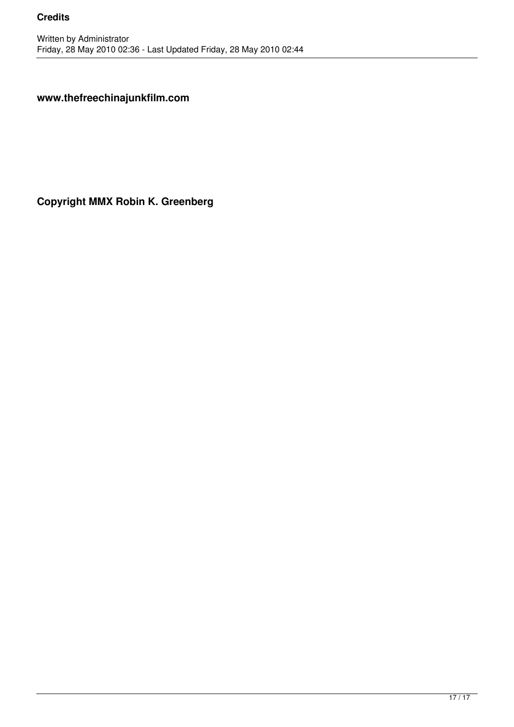**www.thefreechinajunkfilm.com**

**Copyright MMX Robin K. Greenberg**